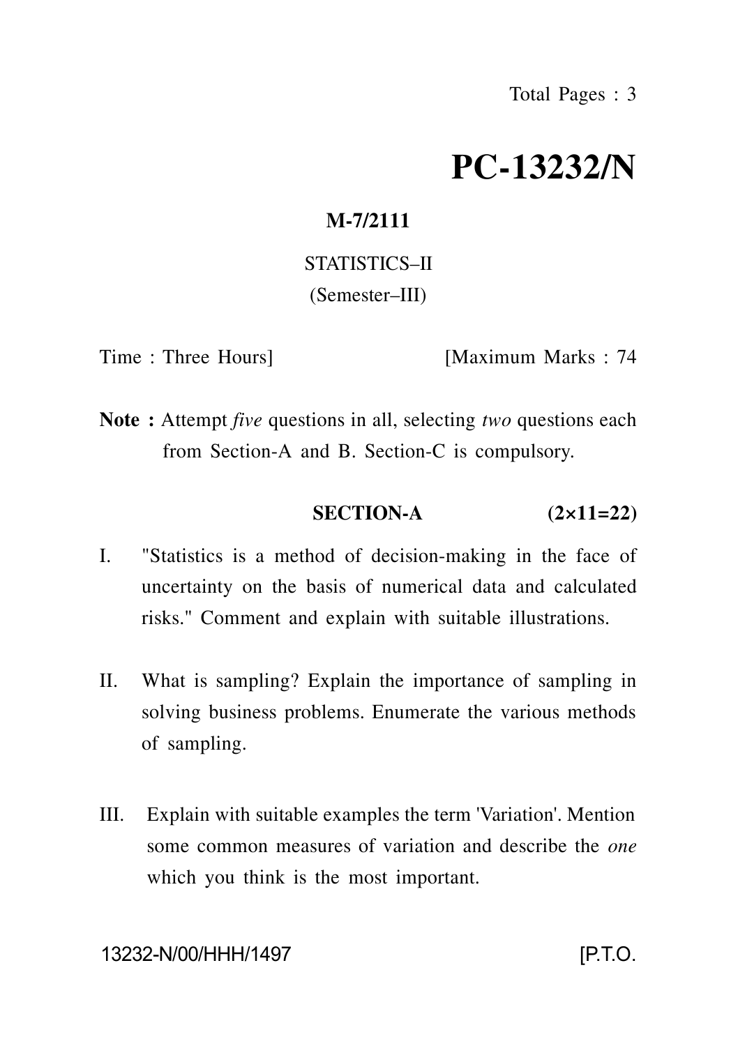# PC-13232/N

**M-7/2111**

STATISTICS–II

(Semester–III)

Time : Three Hours] [Maximum Marks : 74

**Note :** Attempt *five* questions in all, selecting *two* questions each from Section-A and B. Section-C is compulsory.

## SECTION-A (2×11=22)

I. "Statistics is a method of decision-making in the face of uncertainty on the basis of numerical data and calculated risks." Comment and explain with suitable illustrations.

II. What is sampling? Explain the importance of sampling in solving business problems. Enumerate the various methods of sampling.

III. Explain with suitable examples the term 'Variation'. Mention some common measures of variation and describe the *one* which you think is the most important.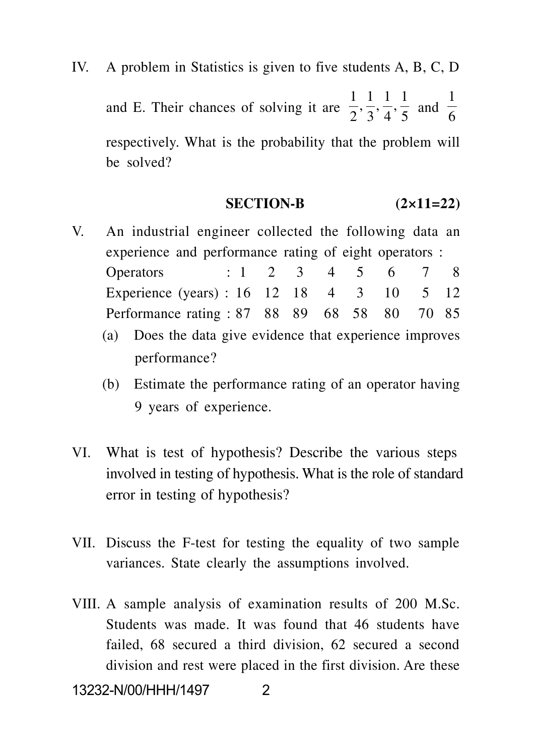IV. A problem in Statistics is given to five students A, B, C, D and E. Their chances of solving it are $\frac{1}{2}, \frac{1}{3}, \frac{1}{4}, \frac{1}{5}$ and $\frac{1}{6}$ respectively. What is the probability that the problem will be solved?

## SECTION-B (2×11=22)

V. An industrial engineer collected the following data an experience and performance rating of eight operators :

| Operators | 1 | 2 | 3 | 4 | 5 | 6 | 7 | 8 |
|---|---|---|---|---|---|---|---|---|
| Experience (years) | 16 | 12 | 18 | 4 | 3 | 10 | 5 | 12 |
| Performance rating | 87 | 88 | 89 | 68 | 58 | 80 | 70 | 85 |

(a) Does the data give evidence that experience improves performance?

(b) Estimate the performance rating of an operator having 9 years of experience.

VI. What is test of hypothesis? Describe the various steps involved in testing of hypothesis. What is the role of standard error in testing of hypothesis?

VII. Discuss the F-test for testing the equality of two sample variances. State clearly the assumptions involved.

VIII. A sample analysis of examination results of 200 M.Sc. Students was made. It was found that 46 students have failed, 68 secured a third division, 62 secured a second division and rest were placed in the first division. Are these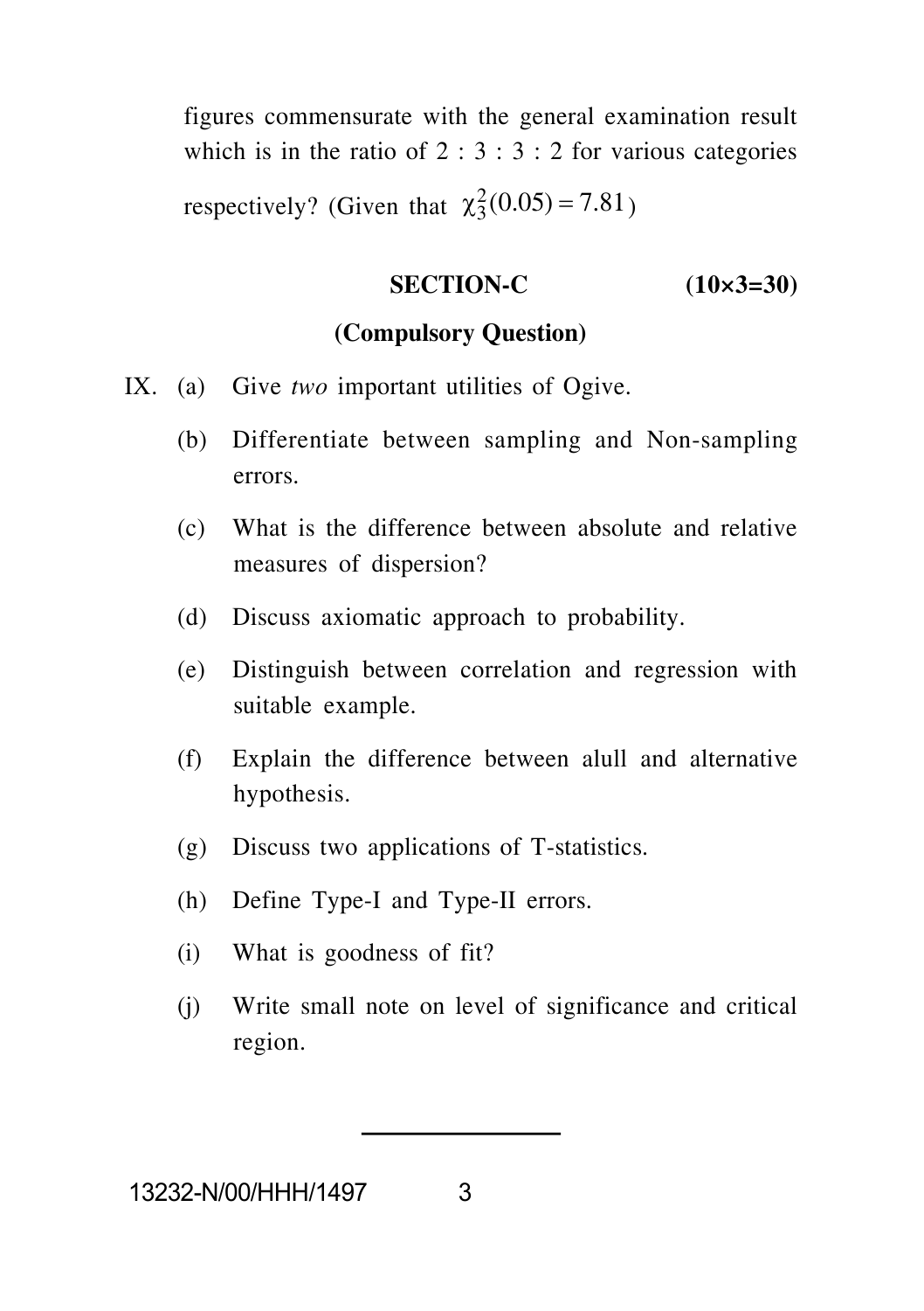figures commensurate with the general examination result which is in the ratio of 2 : 3 : 3 : 2 for various categories respectively? (Given that $\chi_3^2(0.05) = 7.81$)

**SECTION-C** **(10×3=30)**

**(Compulsory Question)**

IX. (a) Give *two* important utilities of Ogive.

(b) Differentiate between sampling and Non-sampling errors.

(c) What is the difference between absolute and relative measures of dispersion?

(d) Discuss axiomatic approach to probability.

(e) Distinguish between correlation and regression with suitable example.

(f) Explain the difference between alull and alternative hypothesis.

(g) Discuss two applications of T-statistics.

(h) Define Type-I and Type-II errors.

(i) What is goodness of fit?

(j) Write small note on level of significance and critical region.

13232-N/00/HHH/1497